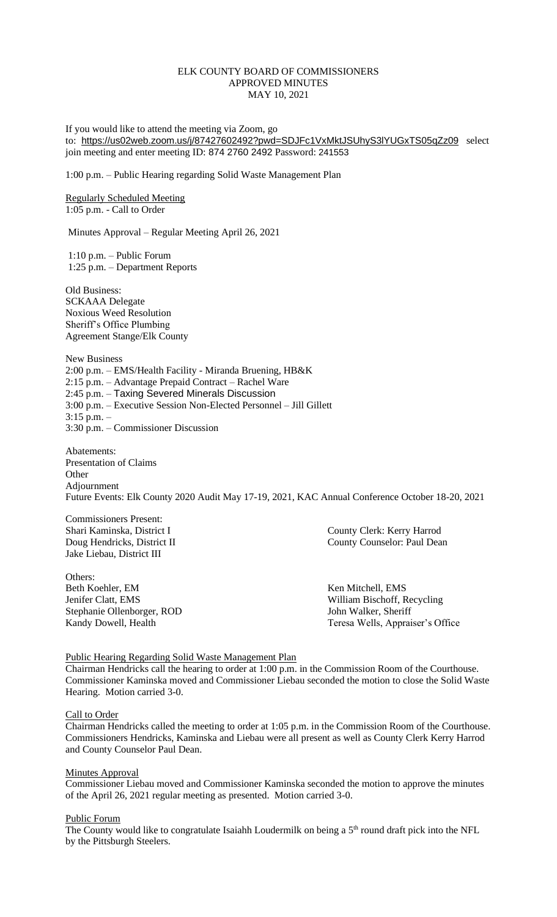# ELK COUNTY BOARD OF COMMISSIONERS
## APPROVED MINUTES
## MAY 10, 2021

If you would like to attend the meeting via Zoom, go to: https://us02web.zoom.us/j/87427602492?pwd=SDJFc1VxMktJSUhyS3lYUGxTS05qZz09 select join meeting and enter meeting ID: 874 2760 2492 Password: 241553

1:00 p.m. – Public Hearing regarding Solid Waste Management Plan

Regularly Scheduled Meeting
1:05 p.m. - Call to Order

Minutes Approval – Regular Meeting April 26, 2021

1:10 p.m. – Public Forum
1:25 p.m. – Department Reports

Old Business:
SCKAAA Delegate
Noxious Weed Resolution
Sheriff's Office Plumbing
Agreement Stange/Elk County

New Business
2:00 p.m. – EMS/Health Facility - Miranda Bruening, HB&K
2:15 p.m. – Advantage Prepaid Contract – Rachel Ware
2:45 p.m. – Taxing Severed Minerals Discussion
3:00 p.m. – Executive Session Non-Elected Personnel – Jill Gillett
3:15 p.m. –
3:30 p.m. – Commissioner Discussion

Abatements:
Presentation of Claims
Other
Adjournment
Future Events: Elk County 2020 Audit May 17-19, 2021, KAC Annual Conference October 18-20, 2021

Commissioners Present:
Shari Kaminska, District I
Doug Hendricks, District II
Jake Liebau, District III

County Clerk: Kerry Harrod
County Counselor: Paul Dean

Others:
Beth Koehler, EM
Jenifer Clatt, EMS
Stephanie Ollenborger, ROD
Kandy Dowell, Health
Ken Mitchell, EMS
William Bischoff, Recycling
John Walker, Sheriff
Teresa Wells, Appraiser's Office

Public Hearing Regarding Solid Waste Management Plan
Chairman Hendricks call the hearing to order at 1:00 p.m. in the Commission Room of the Courthouse. Commissioner Kaminska moved and Commissioner Liebau seconded the motion to close the Solid Waste Hearing. Motion carried 3-0.

Call to Order
Chairman Hendricks called the meeting to order at 1:05 p.m. in the Commission Room of the Courthouse. Commissioners Hendricks, Kaminska and Liebau were all present as well as County Clerk Kerry Harrod and County Counselor Paul Dean.

Minutes Approval
Commissioner Liebau moved and Commissioner Kaminska seconded the motion to approve the minutes of the April 26, 2021 regular meeting as presented. Motion carried 3-0.

Public Forum
The County would like to congratulate Isaiahh Loudermilk on being a 5th round draft pick into the NFL by the Pittsburgh Steelers.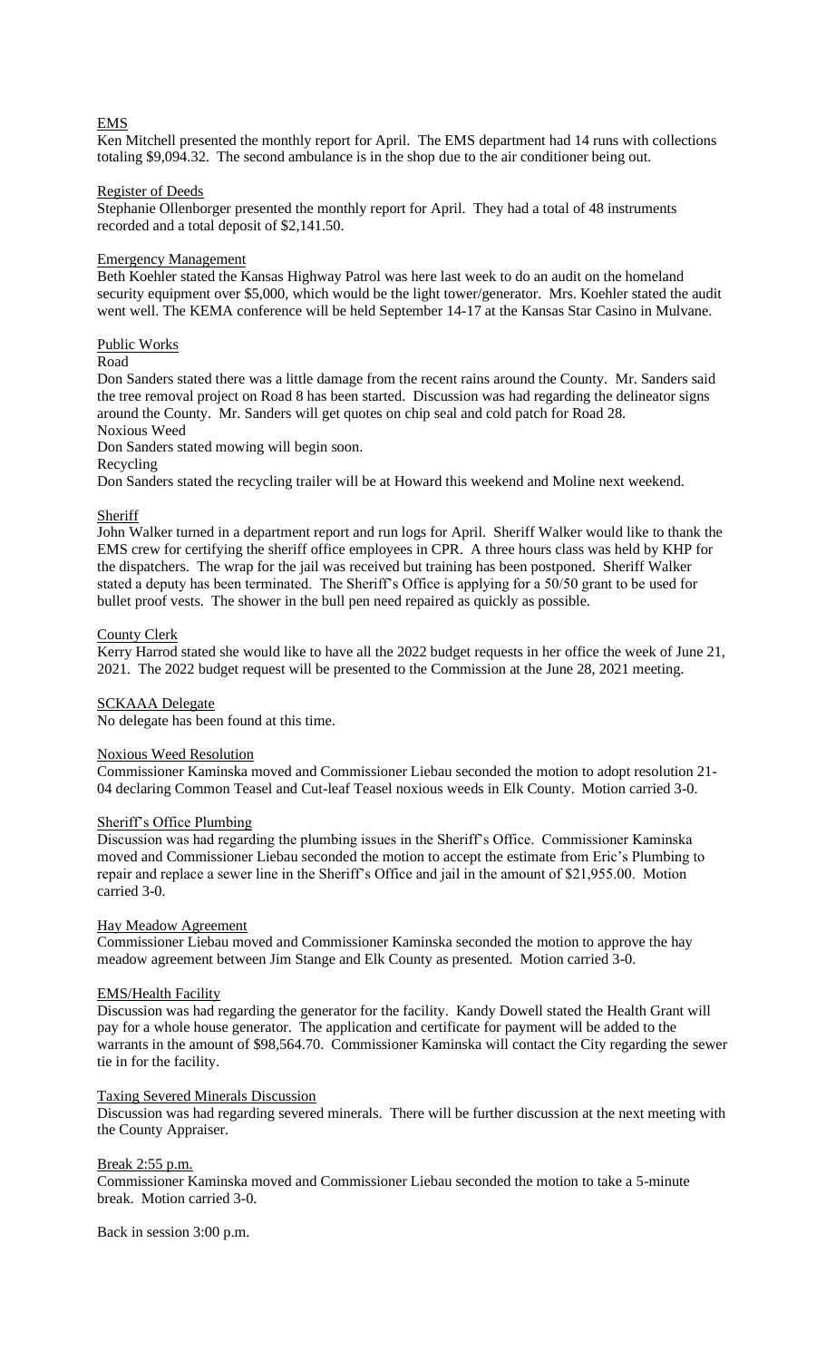## EMS

Ken Mitchell presented the monthly report for April. The EMS department had 14 runs with collections totaling $9,094.32. The second ambulance is in the shop due to the air conditioner being out.

## Register of Deeds

Stephanie Ollenborger presented the monthly report for April. They had a total of 48 instruments recorded and a total deposit of $2,141.50.

## Emergency Management

Beth Koehler stated the Kansas Highway Patrol was here last week to do an audit on the homeland security equipment over $5,000, which would be the light tower/generator. Mrs. Koehler stated the audit went well. The KEMA conference will be held September 14-17 at the Kansas Star Casino in Mulvane.

## Public Works

### Road

Don Sanders stated there was a little damage from the recent rains around the County. Mr. Sanders said the tree removal project on Road 8 has been started. Discussion was had regarding the delineator signs around the County. Mr. Sanders will get quotes on chip seal and cold patch for Road 28.

### Noxious Weed

Don Sanders stated mowing will begin soon.

### Recycling

Don Sanders stated the recycling trailer will be at Howard this weekend and Moline next weekend.

## Sheriff

John Walker turned in a department report and run logs for April. Sheriff Walker would like to thank the EMS crew for certifying the sheriff office employees in CPR. A three hours class was held by KHP for the dispatchers. The wrap for the jail was received but training has been postponed. Sheriff Walker stated a deputy has been terminated. The Sheriff's Office is applying for a 50/50 grant to be used for bullet proof vests. The shower in the bull pen need repaired as quickly as possible.

## County Clerk

Kerry Harrod stated she would like to have all the 2022 budget requests in her office the week of June 21, 2021. The 2022 budget request will be presented to the Commission at the June 28, 2021 meeting.

## SCKAAA Delegate

No delegate has been found at this time.

## Noxious Weed Resolution

Commissioner Kaminska moved and Commissioner Liebau seconded the motion to adopt resolution 21-04 declaring Common Teasel and Cut-leaf Teasel noxious weeds in Elk County. Motion carried 3-0.

## Sheriff's Office Plumbing

Discussion was had regarding the plumbing issues in the Sheriff's Office. Commissioner Kaminska moved and Commissioner Liebau seconded the motion to accept the estimate from Eric's Plumbing to repair and replace a sewer line in the Sheriff's Office and jail in the amount of $21,955.00. Motion carried 3-0.

## Hay Meadow Agreement

Commissioner Liebau moved and Commissioner Kaminska seconded the motion to approve the hay meadow agreement between Jim Stange and Elk County as presented. Motion carried 3-0.

## EMS/Health Facility

Discussion was had regarding the generator for the facility. Kandy Dowell stated the Health Grant will pay for a whole house generator. The application and certificate for payment will be added to the warrants in the amount of $98,564.70. Commissioner Kaminska will contact the City regarding the sewer tie in for the facility.

## Taxing Severed Minerals Discussion

Discussion was had regarding severed minerals. There will be further discussion at the next meeting with the County Appraiser.

## Break 2:55 p.m.

Commissioner Kaminska moved and Commissioner Liebau seconded the motion to take a 5-minute break. Motion carried 3-0.

Back in session 3:00 p.m.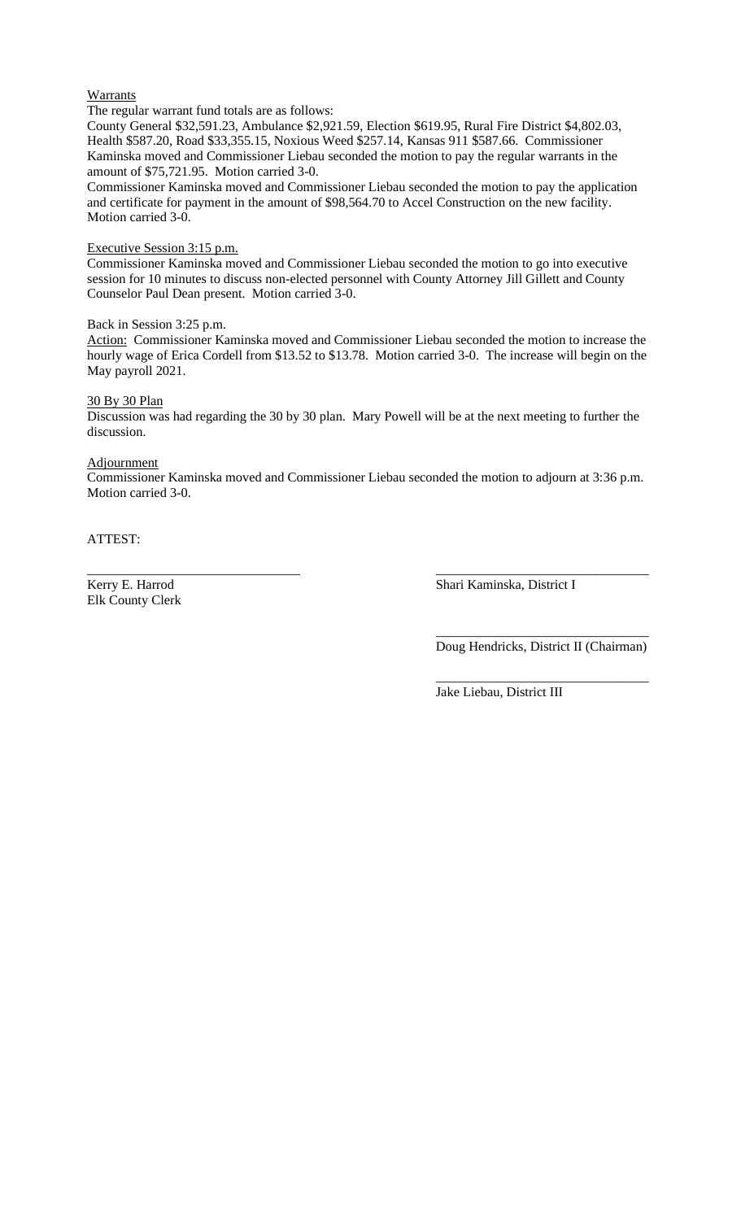Warrants

The regular warrant fund totals are as follows:

County General $32,591.23, Ambulance $2,921.59, Election $619.95, Rural Fire District $4,802.03, Health $587.20, Road $33,355.15, Noxious Weed $257.14, Kansas 911 $587.66. Commissioner Kaminska moved and Commissioner Liebau seconded the motion to pay the regular warrants in the amount of $75,721.95. Motion carried 3-0.

Commissioner Kaminska moved and Commissioner Liebau seconded the motion to pay the application and certificate for payment in the amount of $98,564.70 to Accel Construction on the new facility. Motion carried 3-0.

Executive Session 3:15 p.m.

Commissioner Kaminska moved and Commissioner Liebau seconded the motion to go into executive session for 10 minutes to discuss non-elected personnel with County Attorney Jill Gillett and County Counselor Paul Dean present. Motion carried 3-0.

Back in Session 3:25 p.m.

Action: Commissioner Kaminska moved and Commissioner Liebau seconded the motion to increase the hourly wage of Erica Cordell from $13.52 to $13.78. Motion carried 3-0. The increase will begin on the May payroll 2021.

30 By 30 Plan

Discussion was had regarding the 30 by 30 plan. Mary Powell will be at the next meeting to further the discussion.

Adjournment

Commissioner Kaminska moved and Commissioner Liebau seconded the motion to adjourn at 3:36 p.m. Motion carried 3-0.

ATTEST:

\_\_\_\_\_\_\_\_\_\_\_\_\_\_\_\_\_\_\_\_\_\_\_\_\_\_\_\_\_\_\_\_
Kerry E. Harrod
Elk County Clerk

\_\_\_\_\_\_\_\_\_\_\_\_\_\_\_\_\_\_\_\_\_\_\_\_\_\_\_\_\_\_\_\_
Shari Kaminska, District I

\_\_\_\_\_\_\_\_\_\_\_\_\_\_\_\_\_\_\_\_\_\_\_\_\_\_\_\_\_\_\_\_
Doug Hendricks, District II (Chairman)

\_\_\_\_\_\_\_\_\_\_\_\_\_\_\_\_\_\_\_\_\_\_\_\_\_\_\_\_\_\_\_\_
Jake Liebau, District III